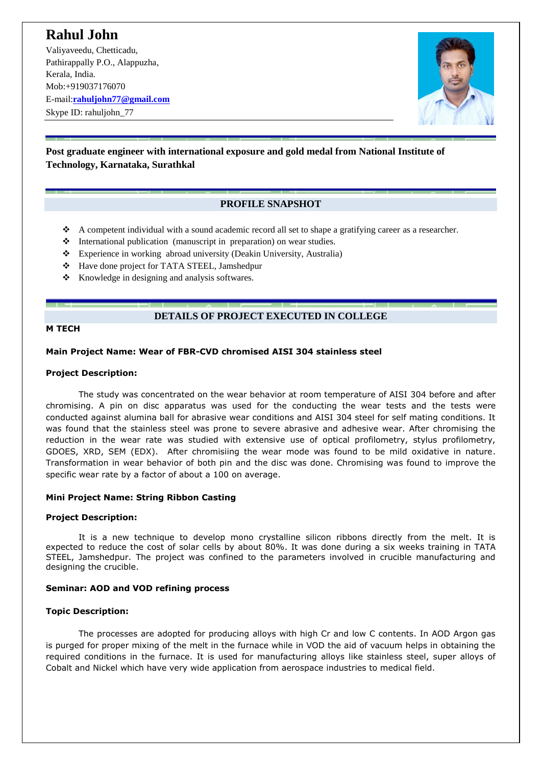# Rahul John

Valiyaveedu, Chetticadu,
Pathirappally P.O., Alappuzha,
Kerala, India.
Mob:+919037176070
E-mail:**rahuljohn77@gmail.com**
Skype ID: rahuljohn_77

**Post graduate engineer with international exposure and gold medal from National Institute of Technology, Karnataka, Surathkal**

## PROFILE SNAPSHOT

- A competent individual with a sound academic record all set to shape a gratifying career as a researcher.
- International publication (manuscript in preparation) on wear studies.
- Experience in working abroad university (Deakin University, Australia)
- Have done project for TATA STEEL, Jamshedpur
- Knowledge in designing and analysis softwares.

## DETAILS OF PROJECT EXECUTED IN COLLEGE

**M TECH**

**Main Project Name: Wear of FBR-CVD chromised AISI 304 stainless steel**

**Project Description:**

The study was concentrated on the wear behavior at room temperature of AISI 304 before and after chromising. A pin on disc apparatus was used for the conducting the wear tests and the tests were conducted against alumina ball for abrasive wear conditions and AISI 304 steel for self mating conditions. It was found that the stainless steel was prone to severe abrasive and adhesive wear. After chromising the reduction in the wear rate was studied with extensive use of optical profilometry, stylus profilometry, GDOES, XRD, SEM (EDX). After chromisiing the wear mode was found to be mild oxidative in nature. Transformation in wear behavior of both pin and the disc was done. Chromising was found to improve the specific wear rate by a factor of about a 100 on average.

**Mini Project Name: String Ribbon Casting**

**Project Description:**

It is a new technique to develop mono crystalline silicon ribbons directly from the melt. It is expected to reduce the cost of solar cells by about 80%. It was done during a six weeks training in TATA STEEL, Jamshedpur. The project was confined to the parameters involved in crucible manufacturing and designing the crucible.

**Seminar: AOD and VOD refining process**

**Topic Description:**

The processes are adopted for producing alloys with high Cr and low C contents. In AOD Argon gas is purged for proper mixing of the melt in the furnace while in VOD the aid of vacuum helps in obtaining the required conditions in the furnace. It is used for manufacturing alloys like stainless steel, super alloys of Cobalt and Nickel which have very wide application from aerospace industries to medical field.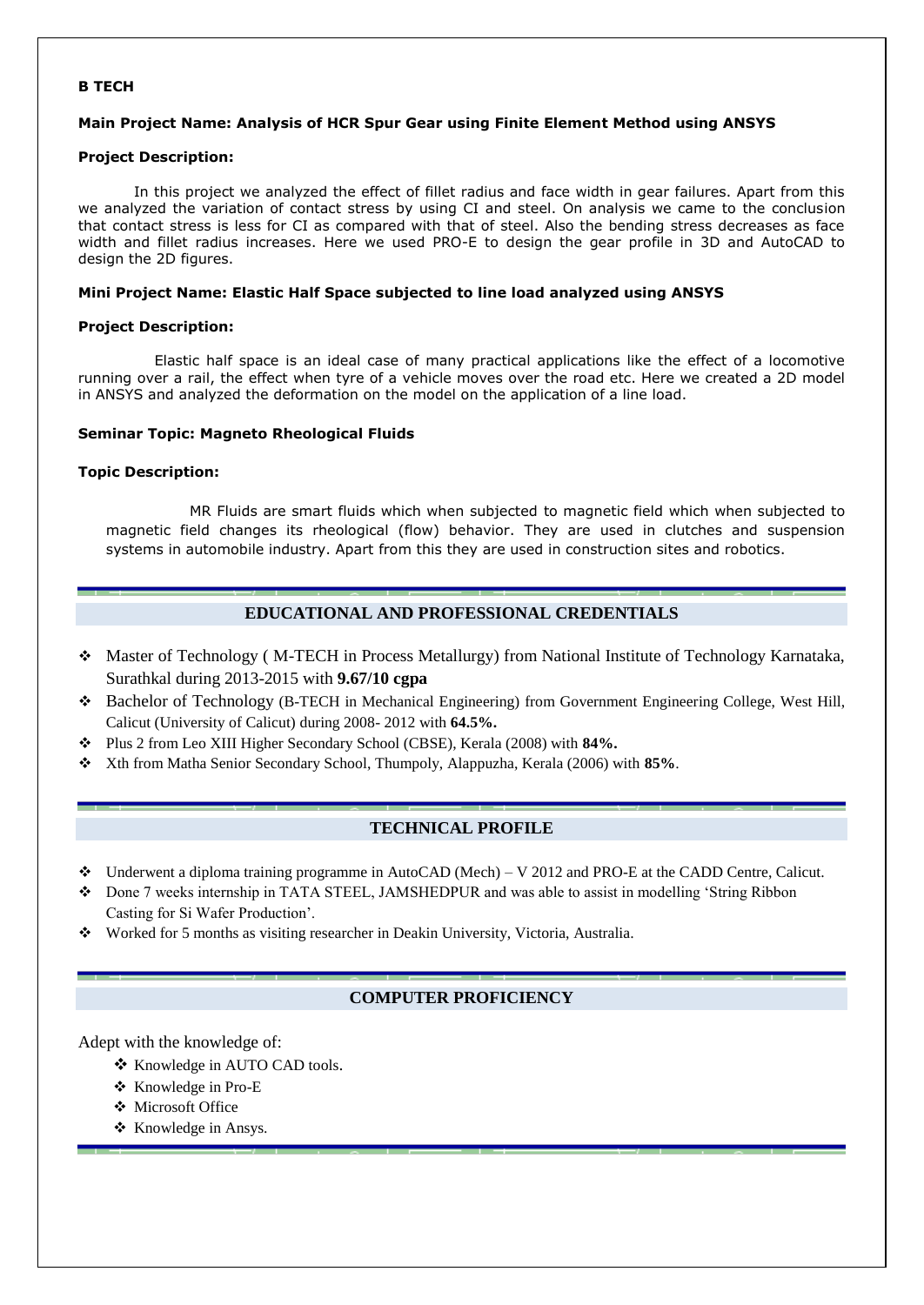**B TECH**

**Main Project Name: Analysis of HCR Spur Gear using Finite Element Method using ANSYS**

**Project Description:**

In this project we analyzed the effect of fillet radius and face width in gear failures. Apart from this we analyzed the variation of contact stress by using CI and steel. On analysis we came to the conclusion that contact stress is less for CI as compared with that of steel. Also the bending stress decreases as face width and fillet radius increases. Here we used PRO-E to design the gear profile in 3D and AutoCAD to design the 2D figures.

**Mini Project Name: Elastic Half Space subjected to line load analyzed using ANSYS**

**Project Description:**

Elastic half space is an ideal case of many practical applications like the effect of a locomotive running over a rail, the effect when tyre of a vehicle moves over the road etc. Here we created a 2D model in ANSYS and analyzed the deformation on the model on the application of a line load.

**Seminar Topic: Magneto Rheological Fluids**

**Topic Description:**

MR Fluids are smart fluids which when subjected to magnetic field which when subjected to magnetic field changes its rheological (flow) behavior. They are used in clutches and suspension systems in automobile industry. Apart from this they are used in construction sites and robotics.

## EDUCATIONAL AND PROFESSIONAL CREDENTIALS

- Master of Technology ( M-TECH in Process Metallurgy) from National Institute of Technology Karnataka, Surathkal during 2013-2015 with **9.67/10 cgpa**
- Bachelor of Technology (B-TECH in Mechanical Engineering) from Government Engineering College, West Hill, Calicut (University of Calicut) during 2008- 2012 with **64.5%.**
- Plus 2 from Leo XIII Higher Secondary School (CBSE), Kerala (2008) with **84%.**
- Xth from Matha Senior Secondary School, Thumpoly, Alappuzha, Kerala (2006) with **85%**.

## TECHNICAL PROFILE

- Underwent a diploma training programme in AutoCAD (Mech) – V 2012 and PRO-E at the CADD Centre, Calicut.
- Done 7 weeks internship in TATA STEEL, JAMSHEDPUR and was able to assist in modelling 'String Ribbon Casting for Si Wafer Production'.
- Worked for 5 months as visiting researcher in Deakin University, Victoria, Australia.

## COMPUTER PROFICIENCY

Adept with the knowledge of:

- Knowledge in AUTO CAD tools.
- Knowledge in Pro-E
- Microsoft Office
- Knowledge in Ansys.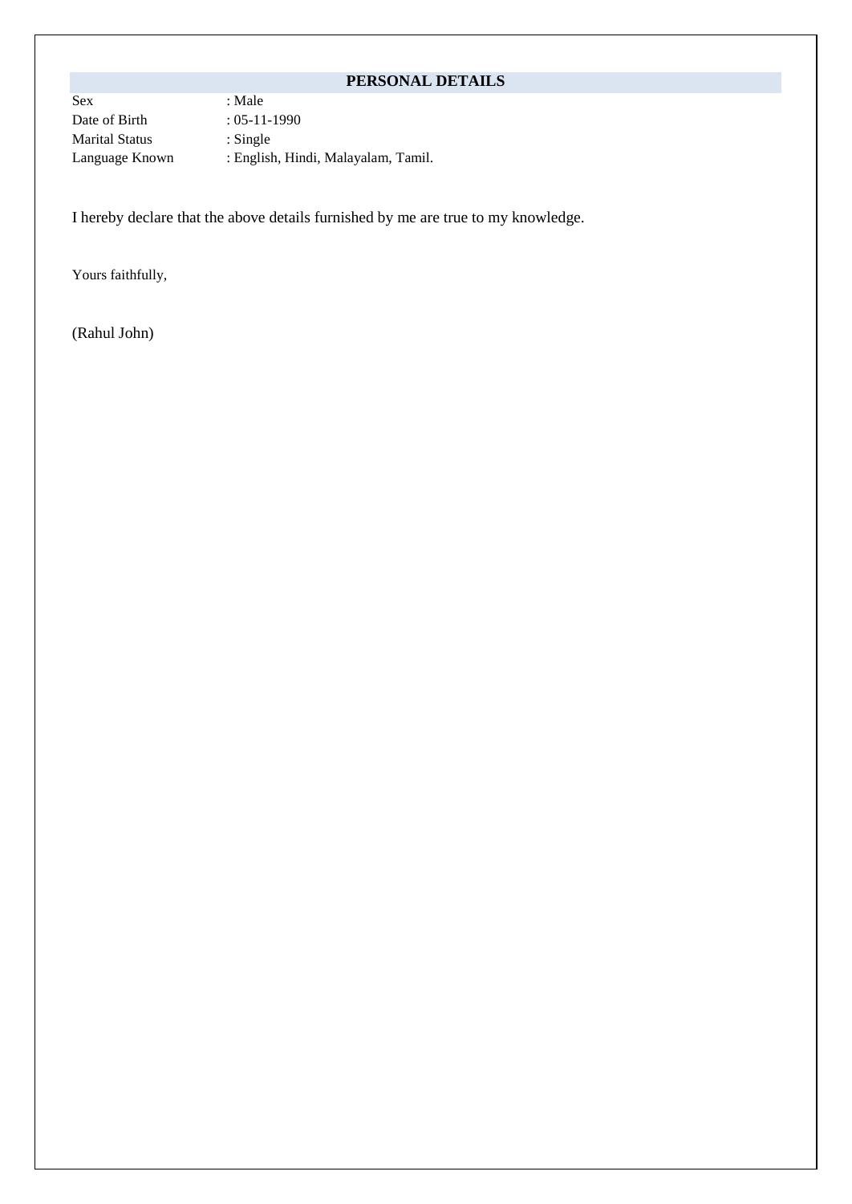## PERSONAL DETAILS

| | |
|---|---|
| Sex | : Male |
| Date of Birth | : 05-11-1990 |
| Marital Status | : Single |
| Language Known | : English, Hindi, Malayalam, Tamil. |

I hereby declare that the above details furnished by me are true to my knowledge.

Yours faithfully,

(Rahul John)